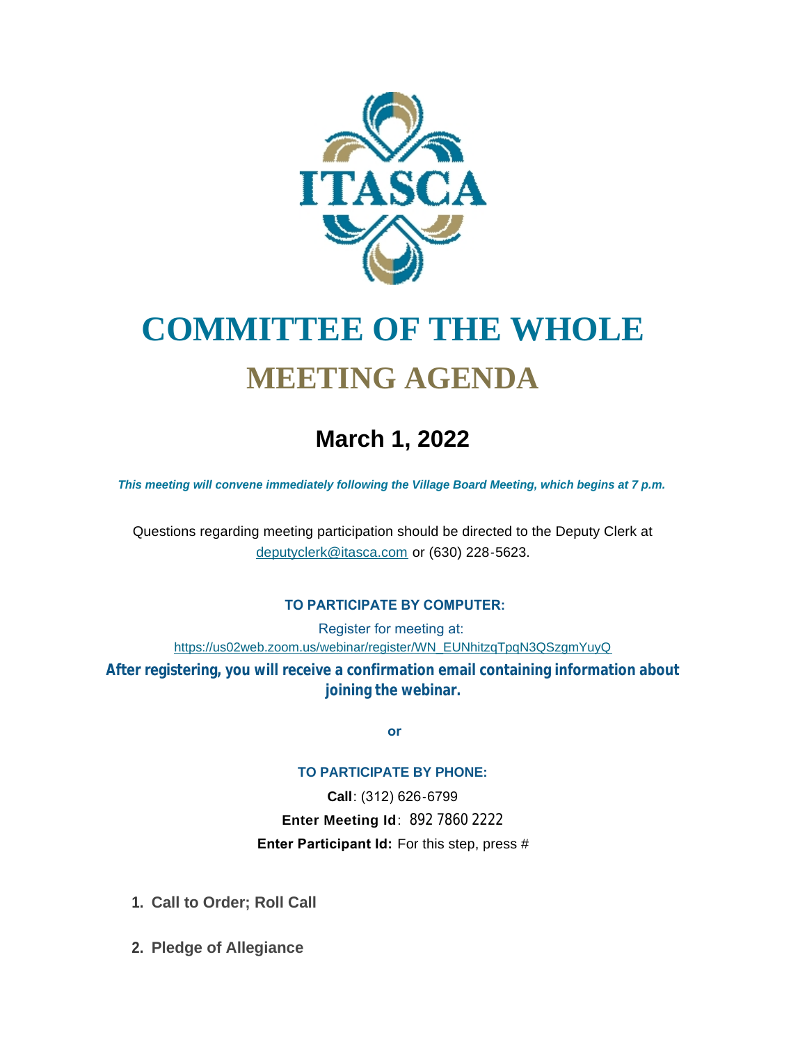# COMMITTEE OF THE WHOLE

## MEETING AGENDA

### March 1, 2022

***This meeting will convene immediately following the Village Board Meeting, which begins at 7 p.m.***

Questions regarding meeting participation should be directed to the Deputy Clerk at deputyclerk@itasca.com or (630) 228-5623.

**TO PARTICIPATE BY COMPUTER:**

Register for meeting at:
https://us02web.zoom.us/webinar/register/WN_EUNhitzqTpqN3QSzgmYuyQ

**After registering, you will receive a confirmation email containing information about joining the webinar.**

**or**

**TO PARTICIPATE BY PHONE:**

**Call**: (312) 626-6799

**Enter Meeting Id**: 892 7860 2222

**Enter Participant Id:** For this step, press #

1. **Call to Order; Roll Call**

2. **Pledge of Allegiance**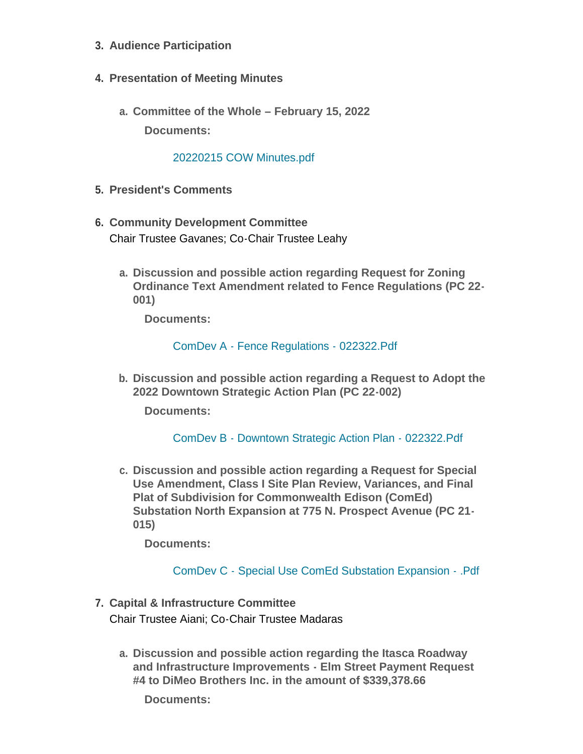3. **Audience Participation**

4. **Presentation of Meeting Minutes**

   a. **Committee of the Whole – February 15, 2022**

      **Documents:**

      20220215 COW Minutes.pdf

5. **President's Comments**

6. **Community Development Committee**
   Chair Trustee Gavanes; Co-Chair Trustee Leahy

   a. **Discussion and possible action regarding Request for Zoning Ordinance Text Amendment related to Fence Regulations (PC 22-001)**

      **Documents:**

      ComDev A - Fence Regulations - 022322.Pdf

   b. **Discussion and possible action regarding a Request to Adopt the 2022 Downtown Strategic Action Plan (PC 22-002)**

      **Documents:**

      ComDev B - Downtown Strategic Action Plan - 022322.Pdf

   c. **Discussion and possible action regarding a Request for Special Use Amendment, Class I Site Plan Review, Variances, and Final Plat of Subdivision for Commonwealth Edison (ComEd) Substation North Expansion at 775 N. Prospect Avenue (PC 21-015)**

      **Documents:**

      ComDev C - Special Use ComEd Substation Expansion - .Pdf

7. **Capital & Infrastructure Committee**
   Chair Trustee Aiani; Co-Chair Trustee Madaras

   a. **Discussion and possible action regarding the Itasca Roadway and Infrastructure Improvements - Elm Street Payment Request #4 to DiMeo Brothers Inc. in the amount of $339,378.66**

      **Documents:**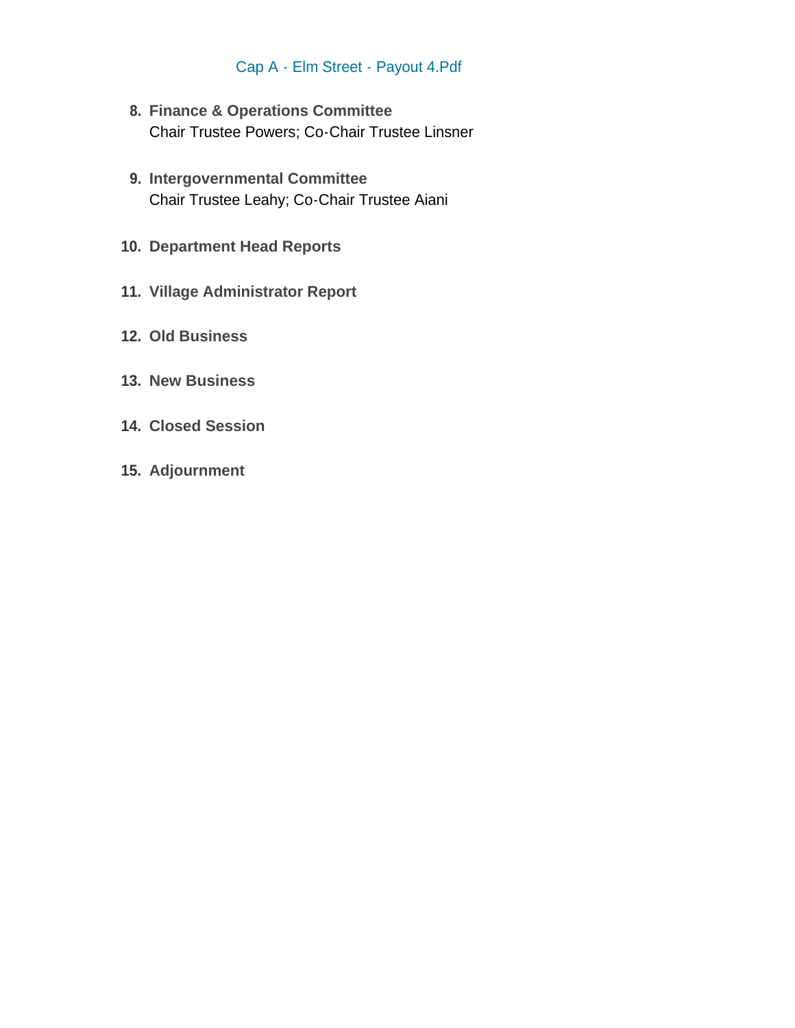Cap A - Elm Street - Payout 4.Pdf

8. **Finance & Operations Committee**
   Chair Trustee Powers; Co-Chair Trustee Linsner

9. **Intergovernmental Committee**
   Chair Trustee Leahy; Co-Chair Trustee Aiani

10. **Department Head Reports**

11. **Village Administrator Report**

12. **Old Business**

13. **New Business**

14. **Closed Session**

15. **Adjournment**